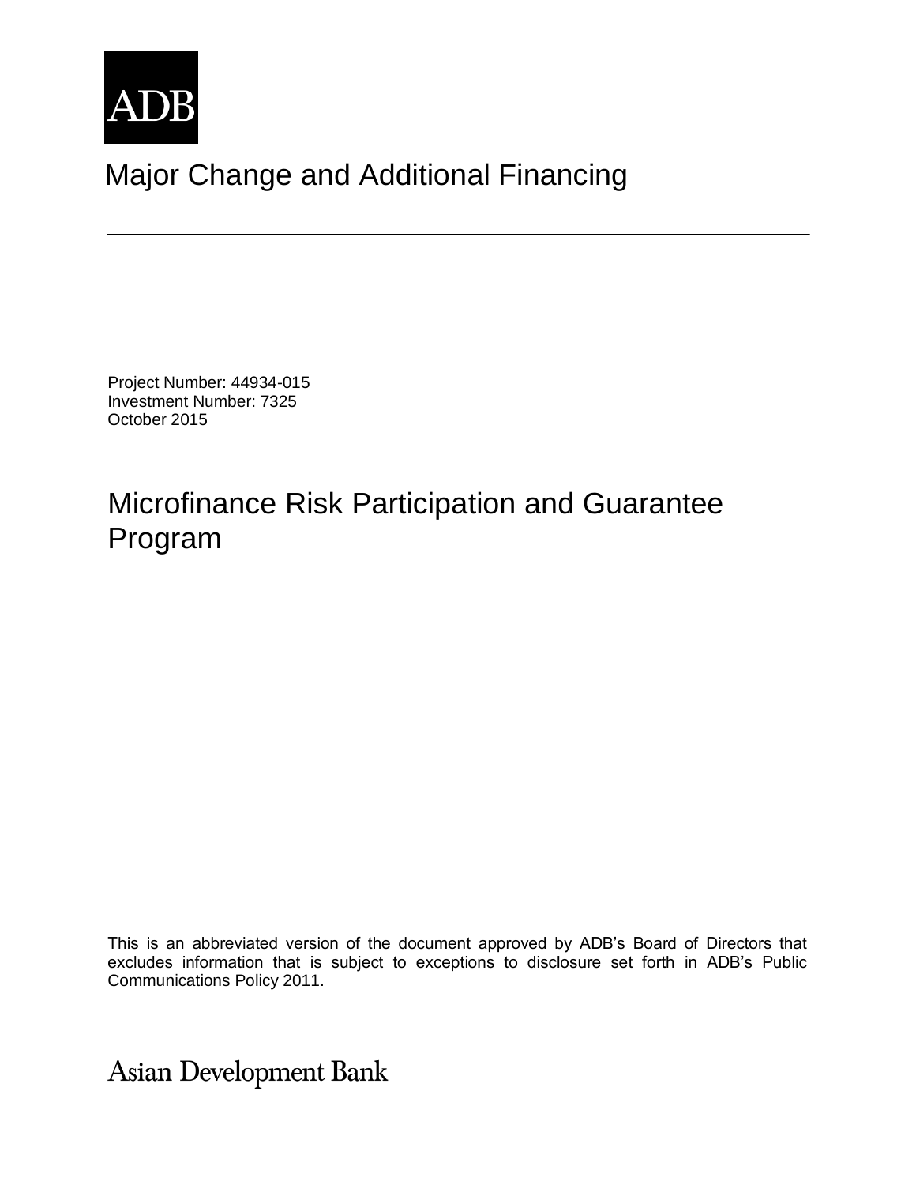ADB

# Major Change and Additional Financing

Project Number: 44934-015
Investment Number: 7325
October 2015

# Microfinance Risk Participation and Guarantee Program

This is an abbreviated version of the document approved by ADB's Board of Directors that excludes information that is subject to exceptions to disclosure set forth in ADB's Public Communications Policy 2011.

Asian Development Bank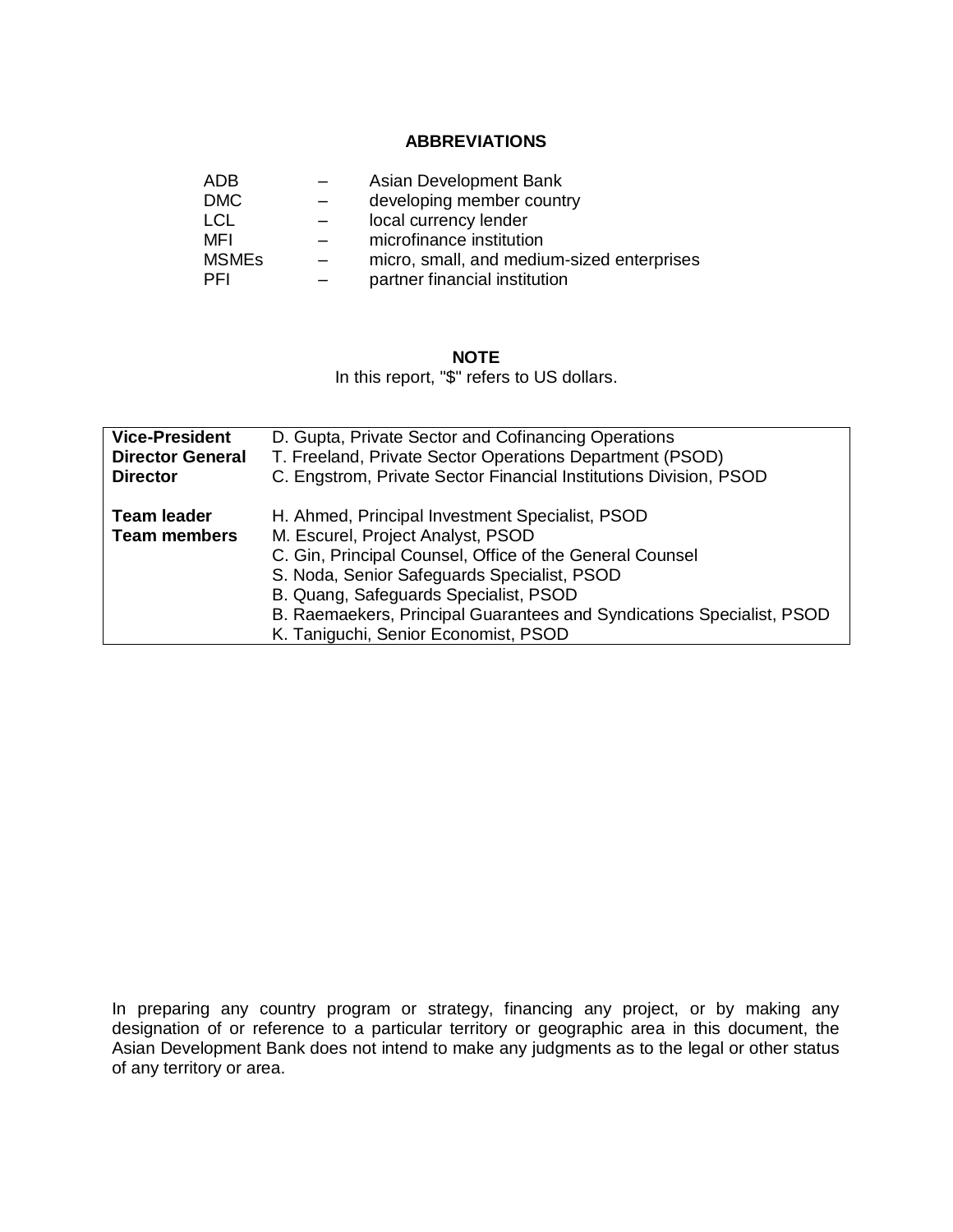## ABBREVIATIONS

| | | |
|---|---|---|
| ADB | – | Asian Development Bank |
| DMC | – | developing member country |
| LCL | – | local currency lender |
| MFI | – | microfinance institution |
| MSMEs | – | micro, small, and medium-sized enterprises |
| PFI | – | partner financial institution |

## NOTE

In this report, "$" refers to US dollars.

| | |
|---|---|
| **Vice-President** | D. Gupta, Private Sector and Cofinancing Operations |
| **Director General** | T. Freeland, Private Sector Operations Department (PSOD) |
| **Director** | C. Engstrom, Private Sector Financial Institutions Division, PSOD |
| | |
| **Team leader** | H. Ahmed, Principal Investment Specialist, PSOD |
| **Team members** | M. Escurel, Project Analyst, PSOD |
| | C. Gin, Principal Counsel, Office of the General Counsel |
| | S. Noda, Senior Safeguards Specialist, PSOD |
| | B. Quang, Safeguards Specialist, PSOD |
| | B. Raemaekers, Principal Guarantees and Syndications Specialist, PSOD |
| | K. Taniguchi, Senior Economist, PSOD |

In preparing any country program or strategy, financing any project, or by making any designation of or reference to a particular territory or geographic area in this document, the Asian Development Bank does not intend to make any judgments as to the legal or other status of any territory or area.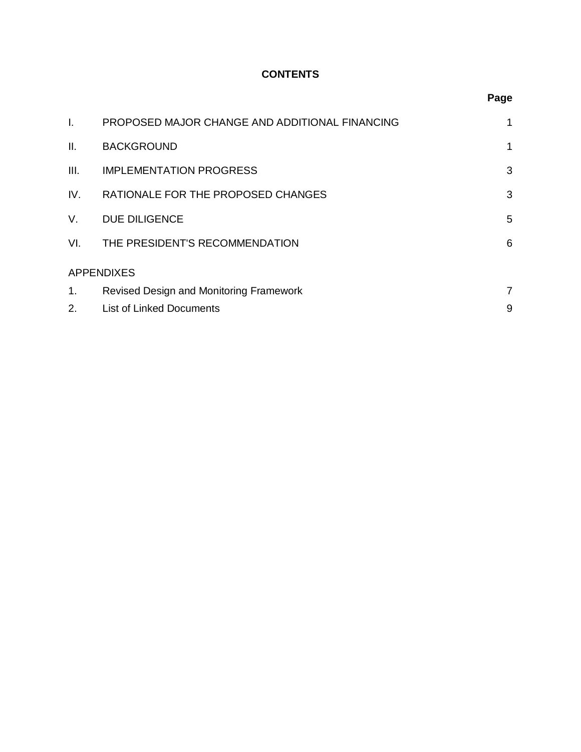## CONTENTS

| | | Page |
|---|---|---|
| I. | PROPOSED MAJOR CHANGE AND ADDITIONAL FINANCING | 1 |
| II. | BACKGROUND | 1 |
| III. | IMPLEMENTATION PROGRESS | 3 |
| IV. | RATIONALE FOR THE PROPOSED CHANGES | 3 |
| V. | DUE DILIGENCE | 5 |
| VI. | THE PRESIDENT'S RECOMMENDATION | 6 |
| APPENDIXES | | |
| 1. | Revised Design and Monitoring Framework | 7 |
| 2. | List of Linked Documents | 9 |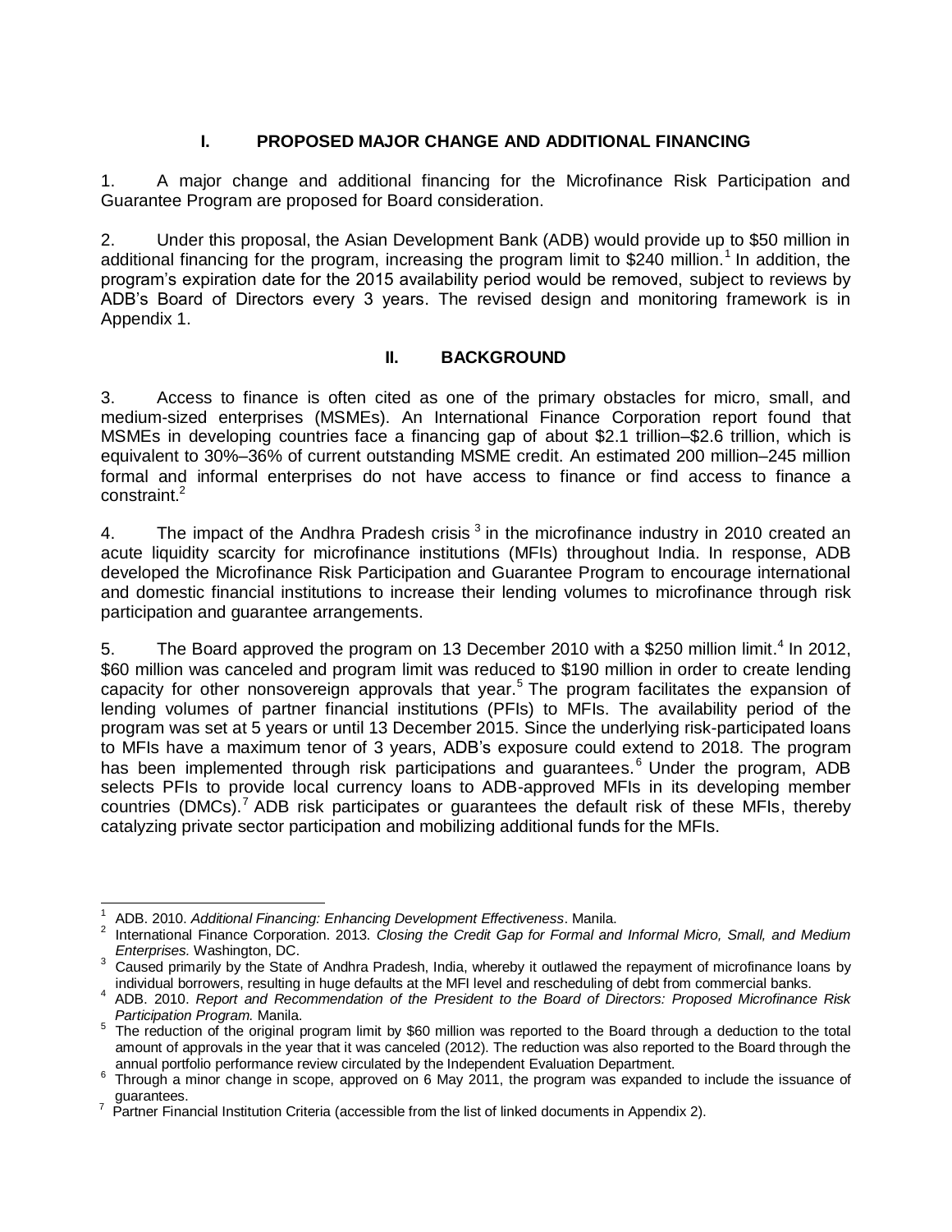## I. PROPOSED MAJOR CHANGE AND ADDITIONAL FINANCING

1. A major change and additional financing for the Microfinance Risk Participation and Guarantee Program are proposed for Board consideration.

2. Under this proposal, the Asian Development Bank (ADB) would provide up to $50 million in additional financing for the program, increasing the program limit to $240 million.[1] In addition, the program's expiration date for the 2015 availability period would be removed, subject to reviews by ADB's Board of Directors every 3 years. The revised design and monitoring framework is in Appendix 1.

## II. BACKGROUND

3. Access to finance is often cited as one of the primary obstacles for micro, small, and medium-sized enterprises (MSMEs). An International Finance Corporation report found that MSMEs in developing countries face a financing gap of about $2.1 trillion–$2.6 trillion, which is equivalent to 30%–36% of current outstanding MSME credit. An estimated 200 million–245 million formal and informal enterprises do not have access to finance or find access to finance a constraint.[2]

4. The impact of the Andhra Pradesh crisis[3] in the microfinance industry in 2010 created an acute liquidity scarcity for microfinance institutions (MFIs) throughout India. In response, ADB developed the Microfinance Risk Participation and Guarantee Program to encourage international and domestic financial institutions to increase their lending volumes to microfinance through risk participation and guarantee arrangements.

5. The Board approved the program on 13 December 2010 with a $250 million limit.[4] In 2012, $60 million was canceled and program limit was reduced to $190 million in order to create lending capacity for other nonsovereign approvals that year.[5] The program facilitates the expansion of lending volumes of partner financial institutions (PFIs) to MFIs. The availability period of the program was set at 5 years or until 13 December 2015. Since the underlying risk-participated loans to MFIs have a maximum tenor of 3 years, ADB's exposure could extend to 2018. The program has been implemented through risk participations and guarantees.[6] Under the program, ADB selects PFIs to provide local currency loans to ADB-approved MFIs in its developing member countries (DMCs).[7] ADB risk participates or guarantees the default risk of these MFIs, thereby catalyzing private sector participation and mobilizing additional funds for the MFIs.

---

[1] ADB. 2010. *Additional Financing: Enhancing Development Effectiveness*. Manila.

[2] International Finance Corporation. 2013. *Closing the Credit Gap for Formal and Informal Micro, Small, and Medium Enterprises.* Washington, DC.

[3] Caused primarily by the State of Andhra Pradesh, India, whereby it outlawed the repayment of microfinance loans by individual borrowers, resulting in huge defaults at the MFI level and rescheduling of debt from commercial banks.

[4] ADB. 2010. *Report and Recommendation of the President to the Board of Directors: Proposed Microfinance Risk Participation Program.* Manila.

[5] The reduction of the original program limit by $60 million was reported to the Board through a deduction to the total amount of approvals in the year that it was canceled (2012). The reduction was also reported to the Board through the annual portfolio performance review circulated by the Independent Evaluation Department.

[6] Through a minor change in scope, approved on 6 May 2011, the program was expanded to include the issuance of guarantees.

[7] Partner Financial Institution Criteria (accessible from the list of linked documents in Appendix 2).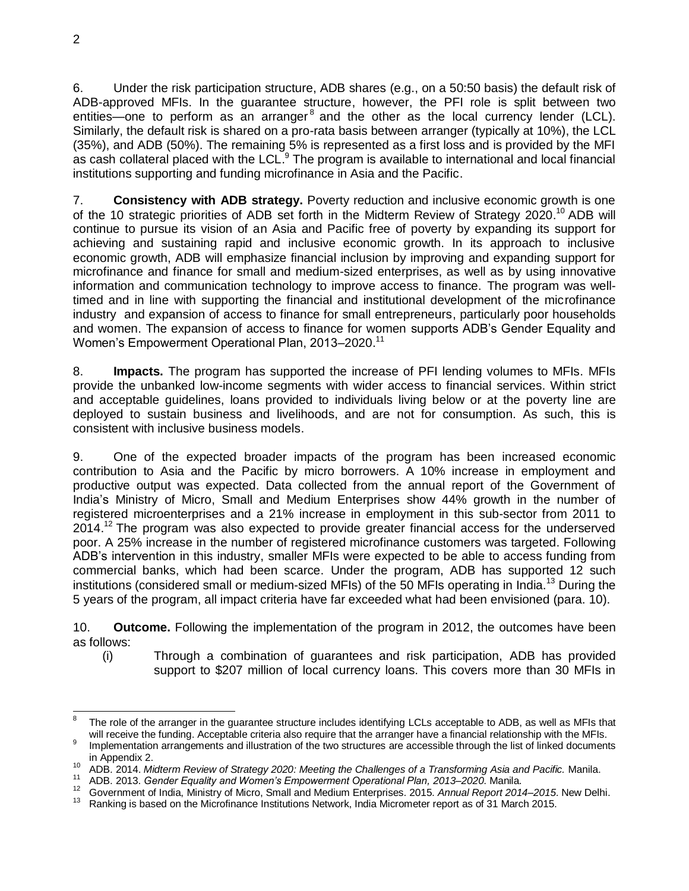6. Under the risk participation structure, ADB shares (e.g., on a 50:50 basis) the default risk of ADB-approved MFIs. In the guarantee structure, however, the PFI role is split between two entities—one to perform as an arranger[8] and the other as the local currency lender (LCL). Similarly, the default risk is shared on a pro-rata basis between arranger (typically at 10%), the LCL (35%), and ADB (50%). The remaining 5% is represented as a first loss and is provided by the MFI as cash collateral placed with the LCL.[9] The program is available to international and local financial institutions supporting and funding microfinance in Asia and the Pacific.

7. **Consistency with ADB strategy.** Poverty reduction and inclusive economic growth is one of the 10 strategic priorities of ADB set forth in the Midterm Review of Strategy 2020.[10] ADB will continue to pursue its vision of an Asia and Pacific free of poverty by expanding its support for achieving and sustaining rapid and inclusive economic growth. In its approach to inclusive economic growth, ADB will emphasize financial inclusion by improving and expanding support for microfinance and finance for small and medium-sized enterprises, as well as by using innovative information and communication technology to improve access to finance. The program was well-timed and in line with supporting the financial and institutional development of the microfinance industry and expansion of access to finance for small entrepreneurs, particularly poor households and women. The expansion of access to finance for women supports ADB's Gender Equality and Women's Empowerment Operational Plan, 2013–2020.[11]

8. **Impacts.** The program has supported the increase of PFI lending volumes to MFIs. MFIs provide the unbanked low-income segments with wider access to financial services. Within strict and acceptable guidelines, loans provided to individuals living below or at the poverty line are deployed to sustain business and livelihoods, and are not for consumption. As such, this is consistent with inclusive business models.

9. One of the expected broader impacts of the program has been increased economic contribution to Asia and the Pacific by micro borrowers. A 10% increase in employment and productive output was expected. Data collected from the annual report of the Government of India's Ministry of Micro, Small and Medium Enterprises show 44% growth in the number of registered microenterprises and a 21% increase in employment in this sub-sector from 2011 to 2014.[12] The program was also expected to provide greater financial access for the underserved poor. A 25% increase in the number of registered microfinance customers was targeted. Following ADB's intervention in this industry, smaller MFIs were expected to be able to access funding from commercial banks, which had been scarce. Under the program, ADB has supported 12 such institutions (considered small or medium-sized MFIs) of the 50 MFIs operating in India.[13] During the 5 years of the program, all impact criteria have far exceeded what had been envisioned (para. 10).

10. **Outcome.** Following the implementation of the program in 2012, the outcomes have been as follows:

(i) Through a combination of guarantees and risk participation, ADB has provided support to $207 million of local currency loans. This covers more than 30 MFIs in

---

[8] The role of the arranger in the guarantee structure includes identifying LCLs acceptable to ADB, as well as MFIs that will receive the funding. Acceptable criteria also require that the arranger have a financial relationship with the MFIs.

[9] Implementation arrangements and illustration of the two structures are accessible through the list of linked documents in Appendix 2.

[10] ADB. 2014. *Midterm Review of Strategy 2020: Meeting the Challenges of a Transforming Asia and Pacific.* Manila.

[11] ADB. 2013. *Gender Equality and Women's Empowerment Operational Plan, 2013–2020.* Manila.

[12] Government of India, Ministry of Micro, Small and Medium Enterprises. 2015. *Annual Report 2014–2015*. New Delhi.

[13] Ranking is based on the Microfinance Institutions Network, India Micrometer report as of 31 March 2015.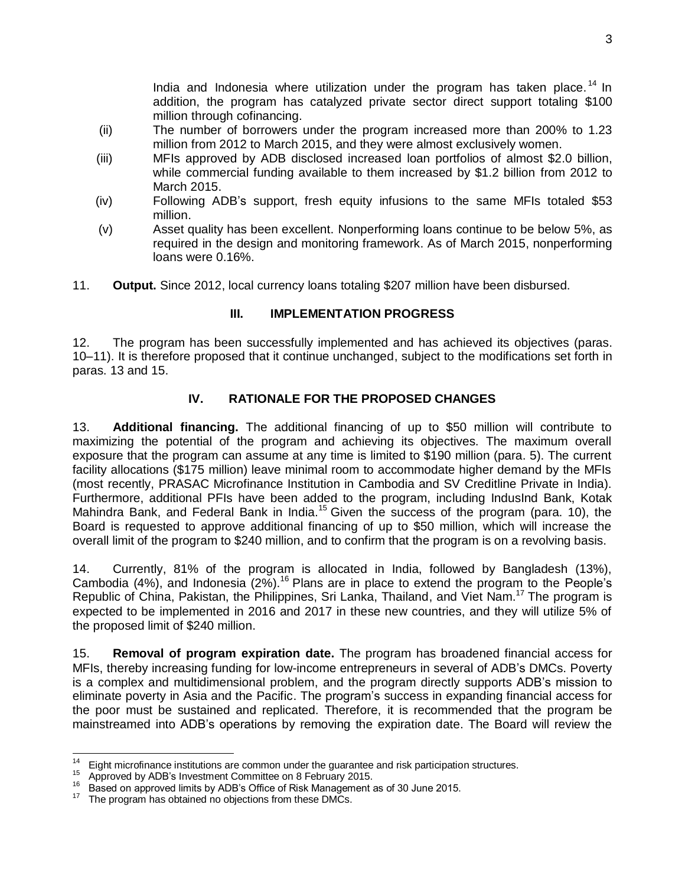India and Indonesia where utilization under the program has taken place.[14] In addition, the program has catalyzed private sector direct support totaling $100 million through cofinancing.

(ii) The number of borrowers under the program increased more than 200% to 1.23 million from 2012 to March 2015, and they were almost exclusively women.

(iii) MFIs approved by ADB disclosed increased loan portfolios of almost $2.0 billion, while commercial funding available to them increased by $1.2 billion from 2012 to March 2015.

(iv) Following ADB's support, fresh equity infusions to the same MFIs totaled $53 million.

(v) Asset quality has been excellent. Nonperforming loans continue to be below 5%, as required in the design and monitoring framework. As of March 2015, nonperforming loans were 0.16%.

11. **Output.** Since 2012, local currency loans totaling $207 million have been disbursed.

## III. IMPLEMENTATION PROGRESS

12. The program has been successfully implemented and has achieved its objectives (paras. 10–11). It is therefore proposed that it continue unchanged, subject to the modifications set forth in paras. 13 and 15.

## IV. RATIONALE FOR THE PROPOSED CHANGES

13. **Additional financing.** The additional financing of up to $50 million will contribute to maximizing the potential of the program and achieving its objectives. The maximum overall exposure that the program can assume at any time is limited to $190 million (para. 5). The current facility allocations ($175 million) leave minimal room to accommodate higher demand by the MFIs (most recently, PRASAC Microfinance Institution in Cambodia and SV Creditline Private in India). Furthermore, additional PFIs have been added to the program, including IndusInd Bank, Kotak Mahindra Bank, and Federal Bank in India.[15] Given the success of the program (para. 10), the Board is requested to approve additional financing of up to $50 million, which will increase the overall limit of the program to $240 million, and to confirm that the program is on a revolving basis.

14. Currently, 81% of the program is allocated in India, followed by Bangladesh (13%), Cambodia (4%), and Indonesia (2%).[16] Plans are in place to extend the program to the People's Republic of China, Pakistan, the Philippines, Sri Lanka, Thailand, and Viet Nam.[17] The program is expected to be implemented in 2016 and 2017 in these new countries, and they will utilize 5% of the proposed limit of $240 million.

15. **Removal of program expiration date.** The program has broadened financial access for MFIs, thereby increasing funding for low-income entrepreneurs in several of ADB's DMCs. Poverty is a complex and multidimensional problem, and the program directly supports ADB's mission to eliminate poverty in Asia and the Pacific. The program's success in expanding financial access for the poor must be sustained and replicated. Therefore, it is recommended that the program be mainstreamed into ADB's operations by removing the expiration date. The Board will review the

---

[14] Eight microfinance institutions are common under the guarantee and risk participation structures.

[15] Approved by ADB's Investment Committee on 8 February 2015.

[16] Based on approved limits by ADB's Office of Risk Management as of 30 June 2015.

[17] The program has obtained no objections from these DMCs.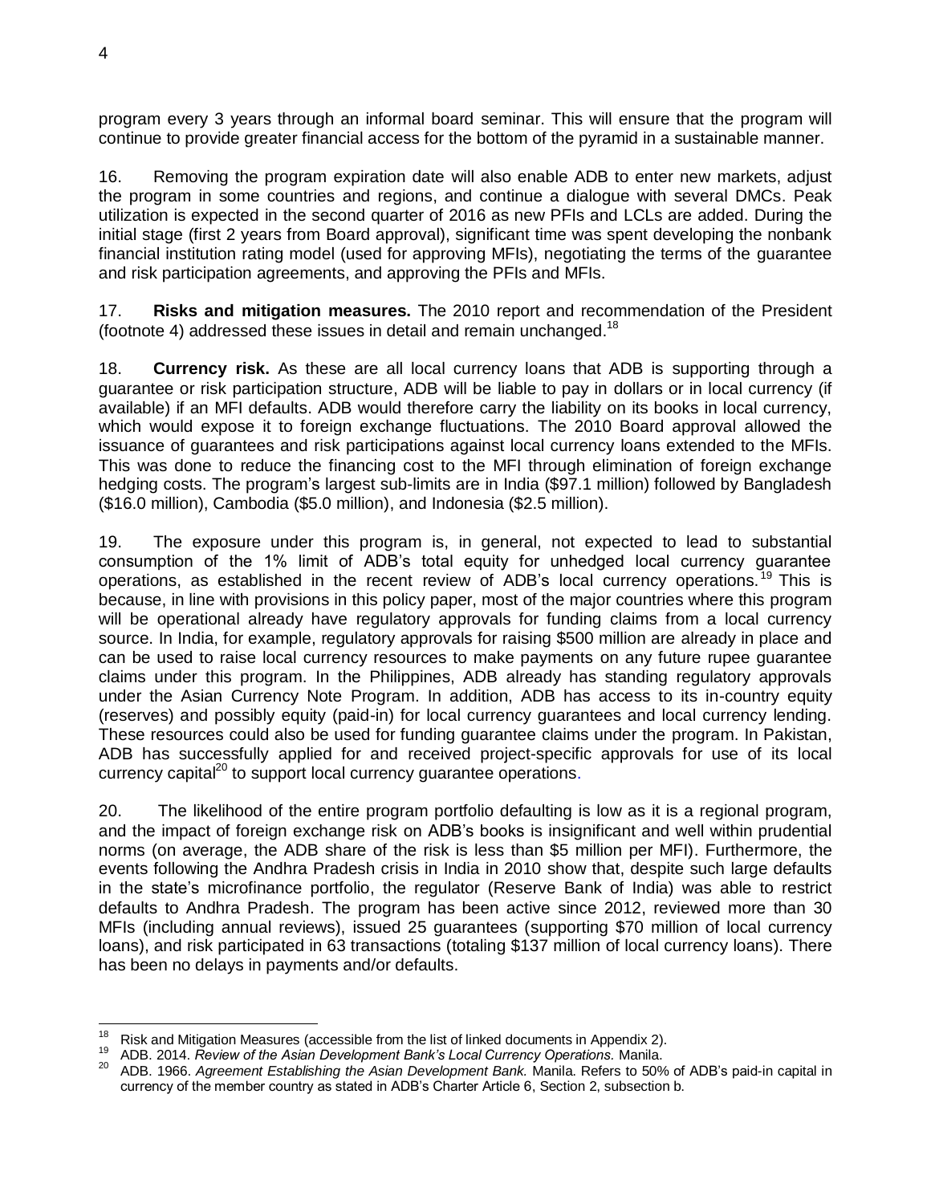program every 3 years through an informal board seminar. This will ensure that the program will continue to provide greater financial access for the bottom of the pyramid in a sustainable manner.

16. Removing the program expiration date will also enable ADB to enter new markets, adjust the program in some countries and regions, and continue a dialogue with several DMCs. Peak utilization is expected in the second quarter of 2016 as new PFIs and LCLs are added. During the initial stage (first 2 years from Board approval), significant time was spent developing the nonbank financial institution rating model (used for approving MFIs), negotiating the terms of the guarantee and risk participation agreements, and approving the PFIs and MFIs.

17. **Risks and mitigation measures.** The 2010 report and recommendation of the President (footnote 4) addressed these issues in detail and remain unchanged.[18]

18. **Currency risk.** As these are all local currency loans that ADB is supporting through a guarantee or risk participation structure, ADB will be liable to pay in dollars or in local currency (if available) if an MFI defaults. ADB would therefore carry the liability on its books in local currency, which would expose it to foreign exchange fluctuations. The 2010 Board approval allowed the issuance of guarantees and risk participations against local currency loans extended to the MFIs. This was done to reduce the financing cost to the MFI through elimination of foreign exchange hedging costs. The program's largest sub-limits are in India ($97.1 million) followed by Bangladesh ($16.0 million), Cambodia ($5.0 million), and Indonesia ($2.5 million).

19. The exposure under this program is, in general, not expected to lead to substantial consumption of the 1% limit of ADB's total equity for unhedged local currency guarantee operations, as established in the recent review of ADB's local currency operations.[19] This is because, in line with provisions in this policy paper, most of the major countries where this program will be operational already have regulatory approvals for funding claims from a local currency source. In India, for example, regulatory approvals for raising $500 million are already in place and can be used to raise local currency resources to make payments on any future rupee guarantee claims under this program. In the Philippines, ADB already has standing regulatory approvals under the Asian Currency Note Program. In addition, ADB has access to its in-country equity (reserves) and possibly equity (paid-in) for local currency guarantees and local currency lending. These resources could also be used for funding guarantee claims under the program. In Pakistan, ADB has successfully applied for and received project-specific approvals for use of its local currency capital[20] to support local currency guarantee operations.

20. The likelihood of the entire program portfolio defaulting is low as it is a regional program, and the impact of foreign exchange risk on ADB's books is insignificant and well within prudential norms (on average, the ADB share of the risk is less than $5 million per MFI). Furthermore, the events following the Andhra Pradesh crisis in India in 2010 show that, despite such large defaults in the state's microfinance portfolio, the regulator (Reserve Bank of India) was able to restrict defaults to Andhra Pradesh. The program has been active since 2012, reviewed more than 30 MFIs (including annual reviews), issued 25 guarantees (supporting $70 million of local currency loans), and risk participated in 63 transactions (totaling $137 million of local currency loans). There has been no delays in payments and/or defaults.

---

[18] Risk and Mitigation Measures (accessible from the list of linked documents in Appendix 2).

[19] ADB. 2014. *Review of the Asian Development Bank's Local Currency Operations.* Manila.

[20] ADB. 1966. *Agreement Establishing the Asian Development Bank.* Manila. Refers to 50% of ADB's paid-in capital in currency of the member country as stated in ADB's Charter Article 6, Section 2, subsection b.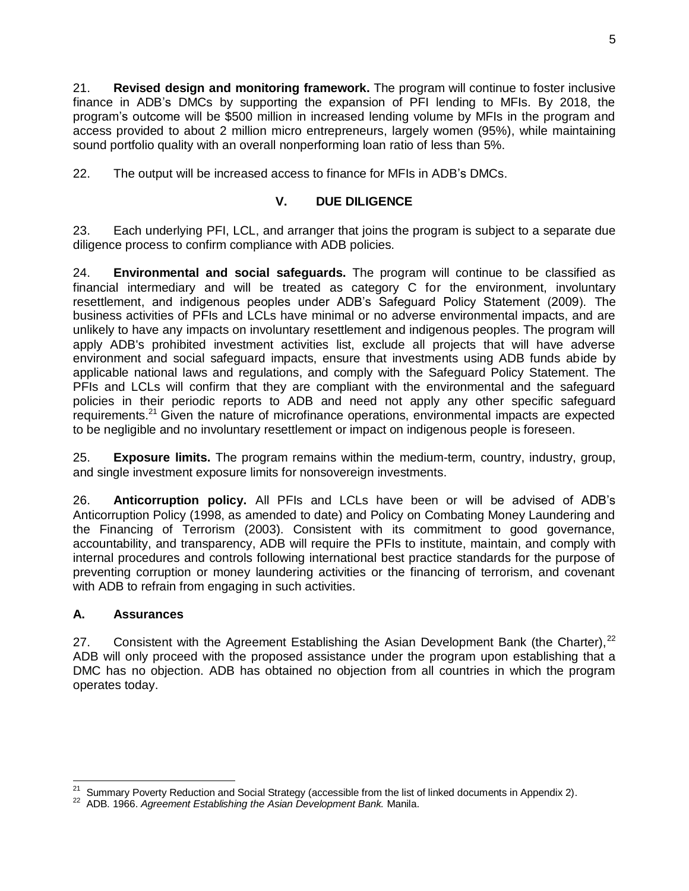21. **Revised design and monitoring framework.** The program will continue to foster inclusive finance in ADB's DMCs by supporting the expansion of PFI lending to MFIs. By 2018, the program's outcome will be $500 million in increased lending volume by MFIs in the program and access provided to about 2 million micro entrepreneurs, largely women (95%), while maintaining sound portfolio quality with an overall nonperforming loan ratio of less than 5%.

22. The output will be increased access to finance for MFIs in ADB's DMCs.

## V. DUE DILIGENCE

23. Each underlying PFI, LCL, and arranger that joins the program is subject to a separate due diligence process to confirm compliance with ADB policies.

24. **Environmental and social safeguards.** The program will continue to be classified as financial intermediary and will be treated as category C for the environment, involuntary resettlement, and indigenous peoples under ADB's Safeguard Policy Statement (2009). The business activities of PFIs and LCLs have minimal or no adverse environmental impacts, and are unlikely to have any impacts on involuntary resettlement and indigenous peoples. The program will apply ADB's prohibited investment activities list, exclude all projects that will have adverse environment and social safeguard impacts, ensure that investments using ADB funds abide by applicable national laws and regulations, and comply with the Safeguard Policy Statement. The PFIs and LCLs will confirm that they are compliant with the environmental and the safeguard policies in their periodic reports to ADB and need not apply any other specific safeguard requirements.[21] Given the nature of microfinance operations, environmental impacts are expected to be negligible and no involuntary resettlement or impact on indigenous people is foreseen.

25. **Exposure limits.** The program remains within the medium-term, country, industry, group, and single investment exposure limits for nonsovereign investments.

26. **Anticorruption policy.** All PFIs and LCLs have been or will be advised of ADB's Anticorruption Policy (1998, as amended to date) and Policy on Combating Money Laundering and the Financing of Terrorism (2003). Consistent with its commitment to good governance, accountability, and transparency, ADB will require the PFIs to institute, maintain, and comply with internal procedures and controls following international best practice standards for the purpose of preventing corruption or money laundering activities or the financing of terrorism, and covenant with ADB to refrain from engaging in such activities.

### A. Assurances

27. Consistent with the Agreement Establishing the Asian Development Bank (the Charter),[22] ADB will only proceed with the proposed assistance under the program upon establishing that a DMC has no objection. ADB has obtained no objection from all countries in which the program operates today.

---

[21] Summary Poverty Reduction and Social Strategy (accessible from the list of linked documents in Appendix 2).

[22] ADB. 1966. *Agreement Establishing the Asian Development Bank.* Manila.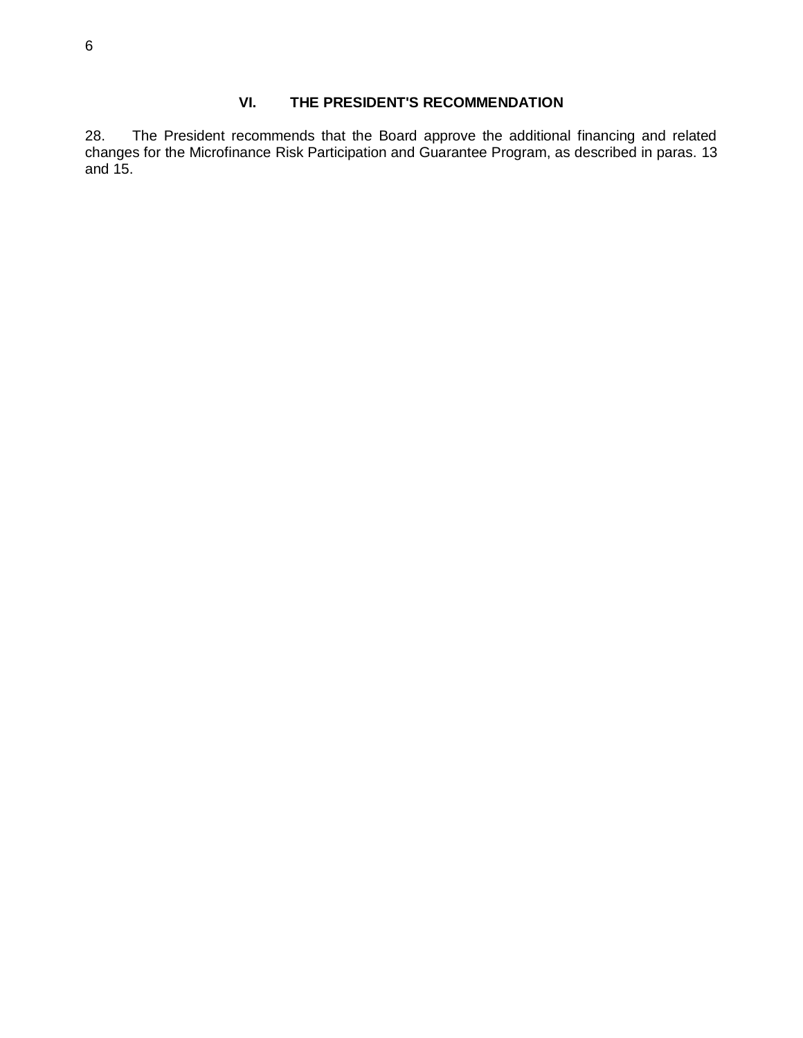## VI. THE PRESIDENT'S RECOMMENDATION

28. The President recommends that the Board approve the additional financing and related changes for the Microfinance Risk Participation and Guarantee Program, as described in paras. 13 and 15.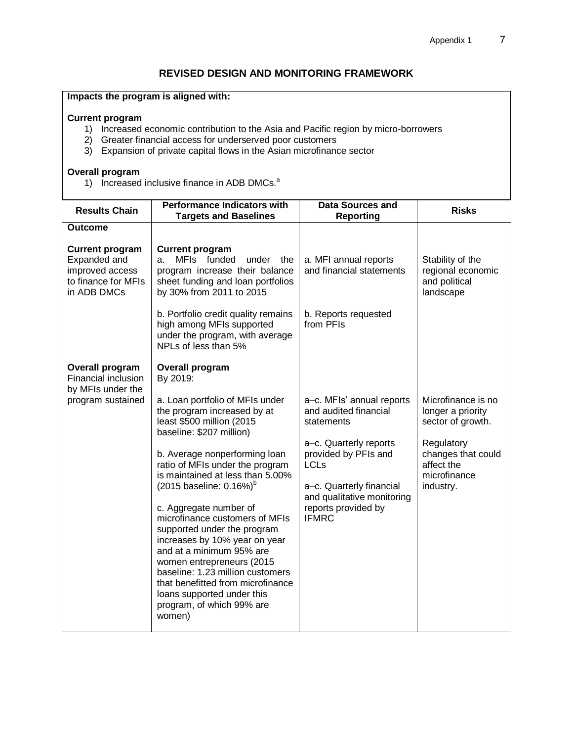## REVISED DESIGN AND MONITORING FRAMEWORK

**Impacts the program is aligned with:**

**Current program**

1) Increased economic contribution to the Asia and Pacific region by micro-borrowers
2) Greater financial access for underserved poor customers
3) Expansion of private capital flows in the Asian microfinance sector

**Overall program**

1) Increased inclusive finance in ADB DMCs.[a]

| Results Chain | Performance Indicators with Targets and Baselines | Data Sources and Reporting | Risks |
|---|---|---|---|
| **Outcome** | | | |
| **Current program** Expanded and improved access to finance for MFIs in ADB DMCs | **Current program** a. MFIs funded under the program increase their balance sheet funding and loan portfolios by 30% from 2011 to 2015 | a. MFI annual reports and financial statements | Stability of the regional economic and political landscape |
| | b. Portfolio credit quality remains high among MFIs supported under the program, with average NPLs of less than 5% | b. Reports requested from PFIs | |
| **Overall program** Financial inclusion by MFIs under the program sustained | **Overall program** By 2019: a. Loan portfolio of MFIs under the program increased by at least \$500 million (2015 baseline: \$207 million) | a–c. MFIs' annual reports and audited financial statements | Microfinance is no longer a priority sector of growth. |
| | b. Average nonperforming loan ratio of MFIs under the program is maintained at less than 5.00% (2015 baseline: 0.16%)[b] | a–c. Quarterly reports provided by PFIs and LCLs | Regulatory changes that could affect the microfinance industry. |
| | c. Aggregate number of microfinance customers of MFIs supported under the program increases by 10% year on year and at a minimum 95% are women entrepreneurs (2015 baseline: 1.23 million customers that benefitted from microfinance loans supported under this program, of which 99% are women) | a–c. Quarterly financial and qualitative monitoring reports provided by IFMRC | |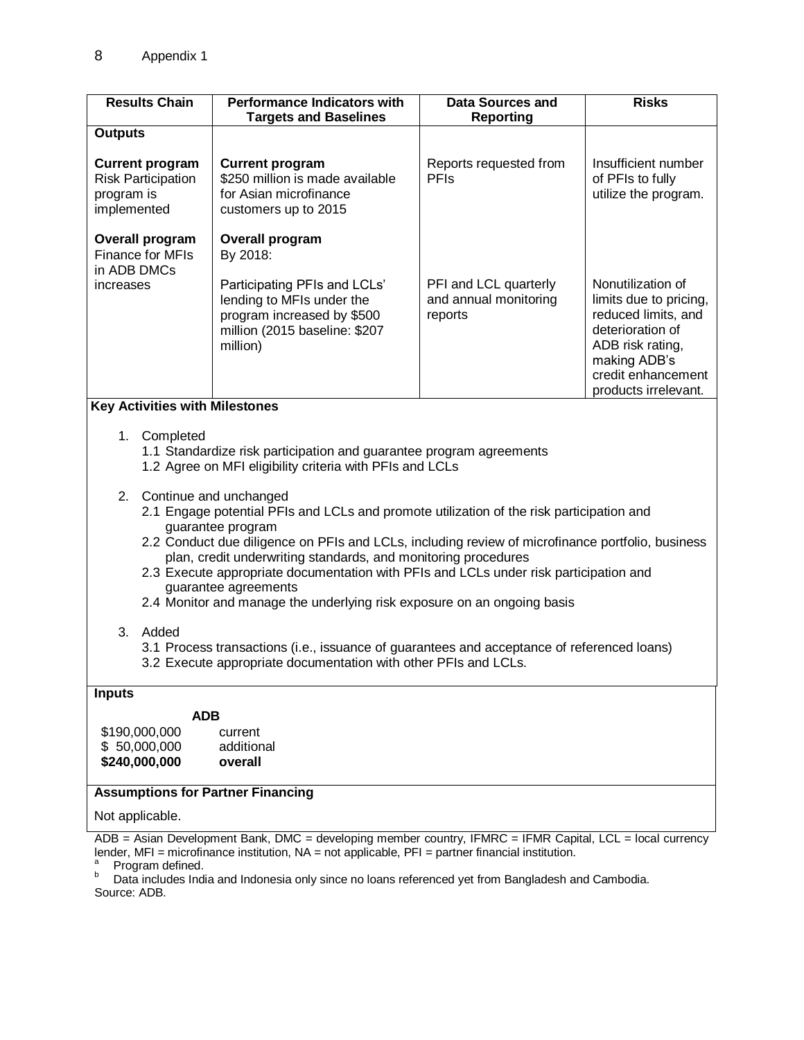| Results Chain | Performance Indicators with Targets and Baselines | Data Sources and Reporting | Risks |
|---|---|---|---|
| **Outputs** | | | |
| **Current program** Risk Participation program is implemented | **Current program** $250 million is made available for Asian microfinance customers up to 2015 | Reports requested from PFIs | Insufficient number of PFIs to fully utilize the program. |
| **Overall program** Finance for MFIs in ADB DMCs increases | **Overall program** By 2018: Participating PFIs and LCLs' lending to MFIs under the program increased by $500 million (2015 baseline: $207 million) | PFI and LCL quarterly and annual monitoring reports | Nonutilization of limits due to pricing, reduced limits, and deterioration of ADB risk rating, making ADB's credit enhancement products irrelevant. |

**Key Activities with Milestones**

1. Completed
   - 1.1 Standardize risk participation and guarantee program agreements
   - 1.2 Agree on MFI eligibility criteria with PFIs and LCLs

2. Continue and unchanged
   - 2.1 Engage potential PFIs and LCLs and promote utilization of the risk participation and guarantee program
   - 2.2 Conduct due diligence on PFIs and LCLs, including review of microfinance portfolio, business plan, credit underwriting standards, and monitoring procedures
   - 2.3 Execute appropriate documentation with PFIs and LCLs under risk participation and guarantee agreements
   - 2.4 Monitor and manage the underlying risk exposure on an ongoing basis

3. Added
   - 3.1 Process transactions (i.e., issuance of guarantees and acceptance of referenced loans)
   - 3.2 Execute appropriate documentation with other PFIs and LCLs.

**Inputs**

**ADB**

| | |
|---|---|
| $190,000,000 | current |
| $ 50,000,000 | additional |
| **$240,000,000** | **overall** |

**Assumptions for Partner Financing**

Not applicable.

ADB = Asian Development Bank, DMC = developing member country, IFMRC = IFMR Capital, LCL = local currency lender, MFI = microfinance institution, NA = not applicable, PFI = partner financial institution.

[a] Program defined.

[b] Data includes India and Indonesia only since no loans referenced yet from Bangladesh and Cambodia.

Source: ADB.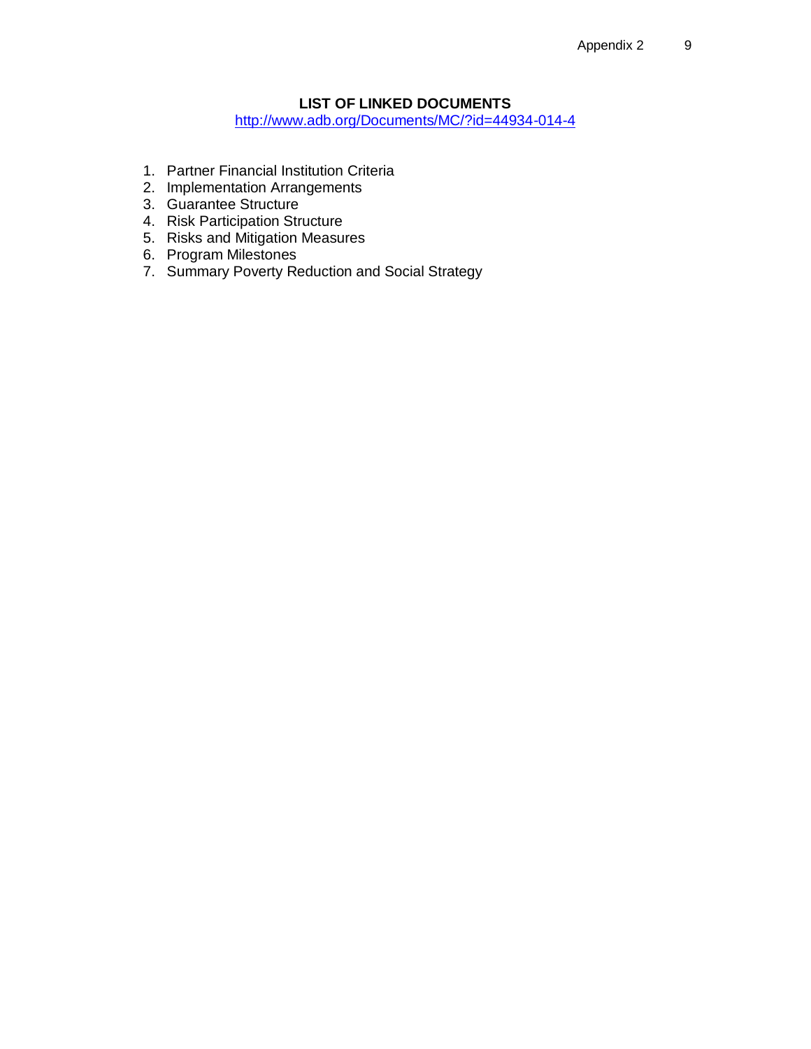**LIST OF LINKED DOCUMENTS**

http://www.adb.org/Documents/MC/?id=44934-014-4

1. Partner Financial Institution Criteria
2. Implementation Arrangements
3. Guarantee Structure
4. Risk Participation Structure
5. Risks and Mitigation Measures
6. Program Milestones
7. Summary Poverty Reduction and Social Strategy